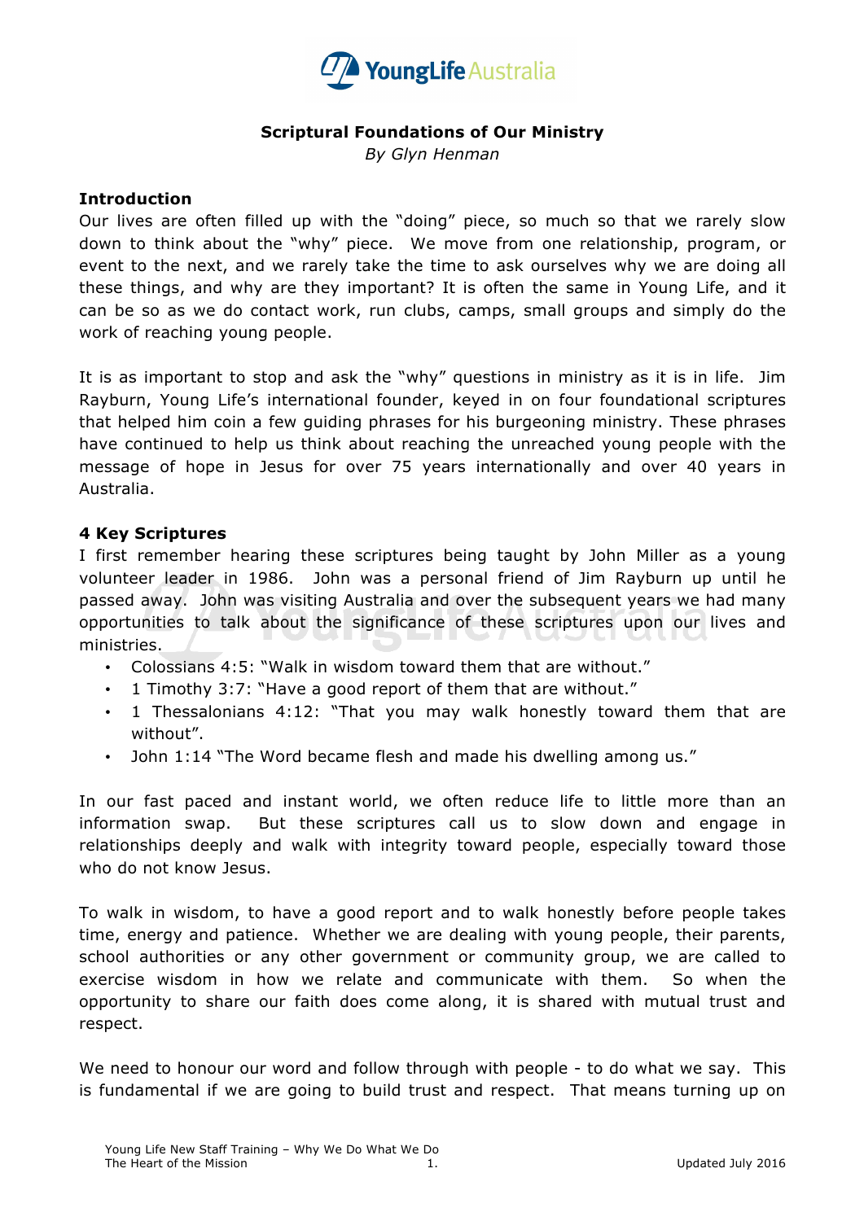# Scriptural Foundations of Our Ministry

*By Glyn Henman*

## Introduction

Our lives are often filled up with the "doing" piece, so much so that we rarely slow down to think about the "why" piece. We move from one relationship, program, or event to the next, and we rarely take the time to ask ourselves why we are doing all these things, and why are they important? It is often the same in Young Life, and it can be so as we do contact work, run clubs, camps, small groups and simply do the work of reaching young people.

It is as important to stop and ask the "why" questions in ministry as it is in life. Jim Rayburn, Young Life's international founder, keyed in on four foundational scriptures that helped him coin a few guiding phrases for his burgeoning ministry. These phrases have continued to help us think about reaching the unreached young people with the message of hope in Jesus for over 75 years internationally and over 40 years in Australia.

## 4 Key Scriptures

I first remember hearing these scriptures being taught by John Miller as a young volunteer leader in 1986. John was a personal friend of Jim Rayburn up until he passed away. John was visiting Australia and over the subsequent years we had many opportunities to talk about the significance of these scriptures upon our lives and ministries.

- Colossians 4:5: "Walk in wisdom toward them that are without."
- 1 Timothy 3:7: "Have a good report of them that are without."
- 1 Thessalonians 4:12: "That you may walk honestly toward them that are without".
- John 1:14 "The Word became flesh and made his dwelling among us."

In our fast paced and instant world, we often reduce life to little more than an information swap. But these scriptures call us to slow down and engage in relationships deeply and walk with integrity toward people, especially toward those who do not know Jesus.

To walk in wisdom, to have a good report and to walk honestly before people takes time, energy and patience. Whether we are dealing with young people, their parents, school authorities or any other government or community group, we are called to exercise wisdom in how we relate and communicate with them. So when the opportunity to share our faith does come along, it is shared with mutual trust and respect.

We need to honour our word and follow through with people - to do what we say. This is fundamental if we are going to build trust and respect. That means turning up on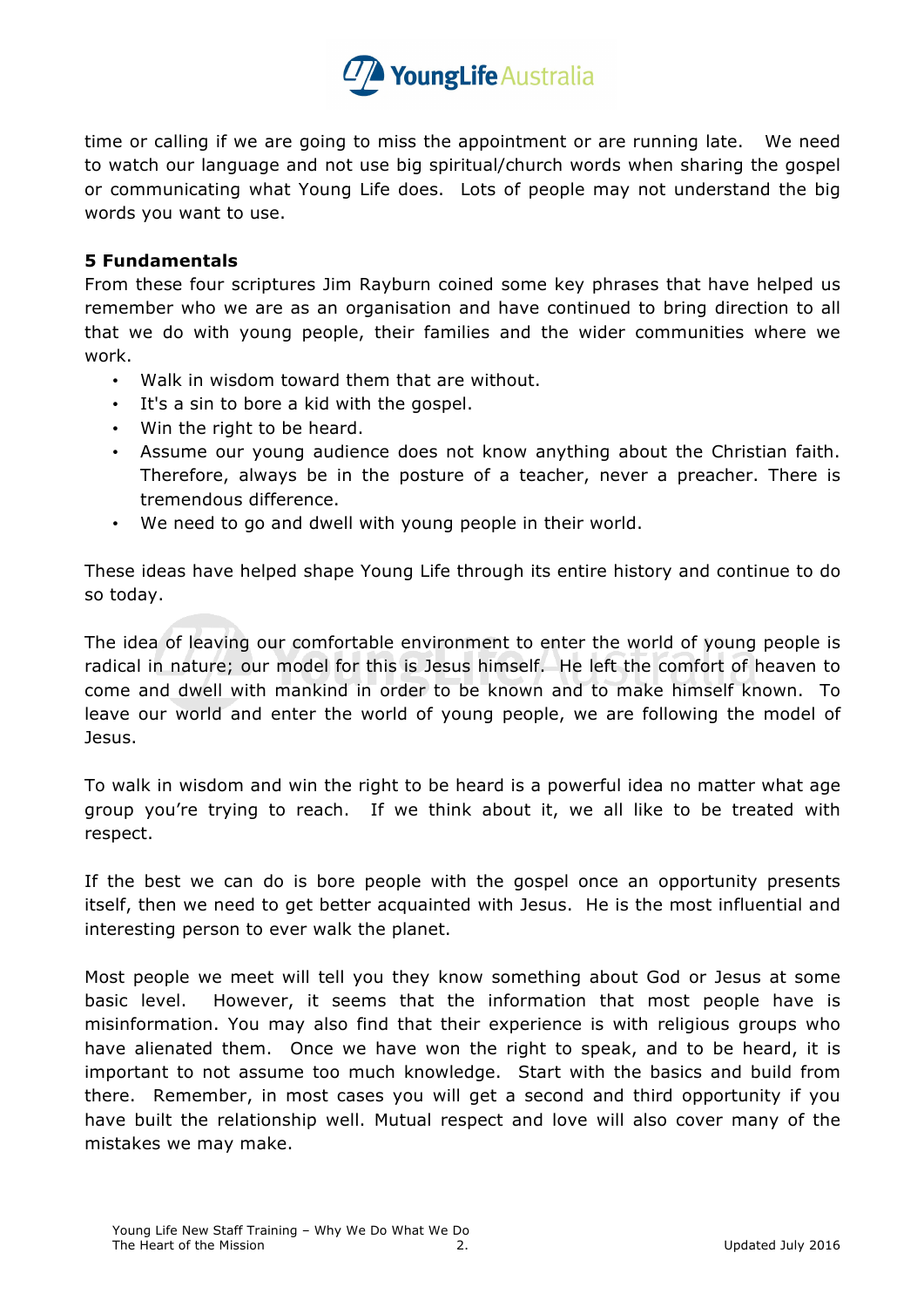time or calling if we are going to miss the appointment or are running late. We need to watch our language and not use big spiritual/church words when sharing the gospel or communicating what Young Life does. Lots of people may not understand the big words you want to use.

**5 Fundamentals**

From these four scriptures Jim Rayburn coined some key phrases that have helped us remember who we are as an organisation and have continued to bring direction to all that we do with young people, their families and the wider communities where we work.

- Walk in wisdom toward them that are without.
- It's a sin to bore a kid with the gospel.
- Win the right to be heard.
- Assume our young audience does not know anything about the Christian faith. Therefore, always be in the posture of a teacher, never a preacher. There is tremendous difference.
- We need to go and dwell with young people in their world.

These ideas have helped shape Young Life through its entire history and continue to do so today.

The idea of leaving our comfortable environment to enter the world of young people is radical in nature; our model for this is Jesus himself. He left the comfort of heaven to come and dwell with mankind in order to be known and to make himself known. To leave our world and enter the world of young people, we are following the model of Jesus.

To walk in wisdom and win the right to be heard is a powerful idea no matter what age group you're trying to reach. If we think about it, we all like to be treated with respect.

If the best we can do is bore people with the gospel once an opportunity presents itself, then we need to get better acquainted with Jesus. He is the most influential and interesting person to ever walk the planet.

Most people we meet will tell you they know something about God or Jesus at some basic level. However, it seems that the information that most people have is misinformation. You may also find that their experience is with religious groups who have alienated them. Once we have won the right to speak, and to be heard, it is important to not assume too much knowledge. Start with the basics and build from there. Remember, in most cases you will get a second and third opportunity if you have built the relationship well. Mutual respect and love will also cover many of the mistakes we may make.